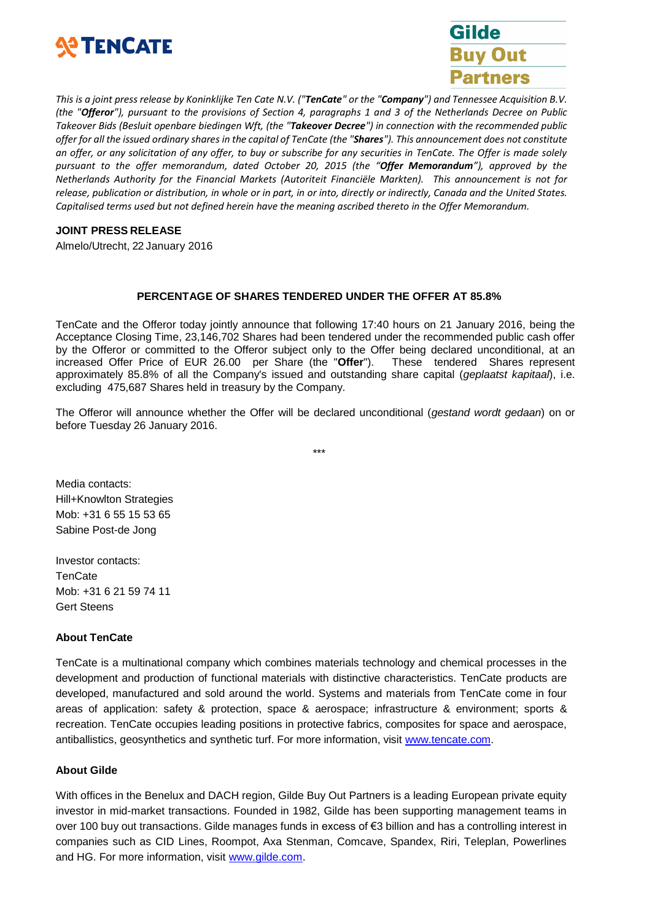TENCATE

Gilde
Buy Out
Partners

*This is a joint press release by Koninklijke Ten Cate N.V. ("**TenCate**" or the "**Company**") and Tennessee Acquisition B.V. (the "**Offeror**"), pursuant to the provisions of Section 4, paragraphs 1 and 3 of the Netherlands Decree on Public Takeover Bids (Besluit openbare biedingen Wft, (the "**Takeover Decree**") in connection with the recommended public offer for all the issued ordinary shares in the capital of TenCate (the "**Shares**"). This announcement does not constitute an offer, or any solicitation of any offer, to buy or subscribe for any securities in TenCate. The Offer is made solely pursuant to the offer memorandum, dated October 20, 2015 (the "**Offer Memorandum**"), approved by the Netherlands Authority for the Financial Markets (Autoriteit Financiële Markten). This announcement is not for release, publication or distribution, in whole or in part, in or into, directly or indirectly, Canada and the United States. Capitalised terms used but not defined herein have the meaning ascribed thereto in the Offer Memorandum.*

**JOINT PRESS RELEASE**

Almelo/Utrecht, 22 January 2016

**PERCENTAGE OF SHARES TENDERED UNDER THE OFFER AT 85.8%**

TenCate and the Offeror today jointly announce that following 17:40 hours on 21 January 2016, being the Acceptance Closing Time, 23,146,702 Shares had been tendered under the recommended public cash offer by the Offeror or committed to the Offeror subject only to the Offer being declared unconditional, at an increased Offer Price of EUR 26.00 per Share (the "**Offer**"). These tendered Shares represent approximately 85.8% of all the Company's issued and outstanding share capital (*geplaatst kapitaal*), i.e. excluding 475,687 Shares held in treasury by the Company.

The Offeror will announce whether the Offer will be declared unconditional (*gestand wordt gedaan*) on or before Tuesday 26 January 2016.

***

Media contacts:
Hill+Knowlton Strategies
Mob: +31 6 55 15 53 65
Sabine Post-de Jong

Investor contacts:
TenCate
Mob: +31 6 21 59 74 11
Gert Steens

**About TenCate**

TenCate is a multinational company which combines materials technology and chemical processes in the development and production of functional materials with distinctive characteristics. TenCate products are developed, manufactured and sold around the world. Systems and materials from TenCate come in four areas of application: safety & protection, space & aerospace; infrastructure & environment; sports & recreation. TenCate occupies leading positions in protective fabrics, composites for space and aerospace, antiballistics, geosynthetics and synthetic turf. For more information, visit www.tencate.com.

**About Gilde**

With offices in the Benelux and DACH region, Gilde Buy Out Partners is a leading European private equity investor in mid-market transactions. Founded in 1982, Gilde has been supporting management teams in over 100 buy out transactions. Gilde manages funds in excess of €3 billion and has a controlling interest in companies such as CID Lines, Roompot, Axa Stenman, Comcave, Spandex, Riri, Teleplan, Powerlines and HG. For more information, visit www.gilde.com.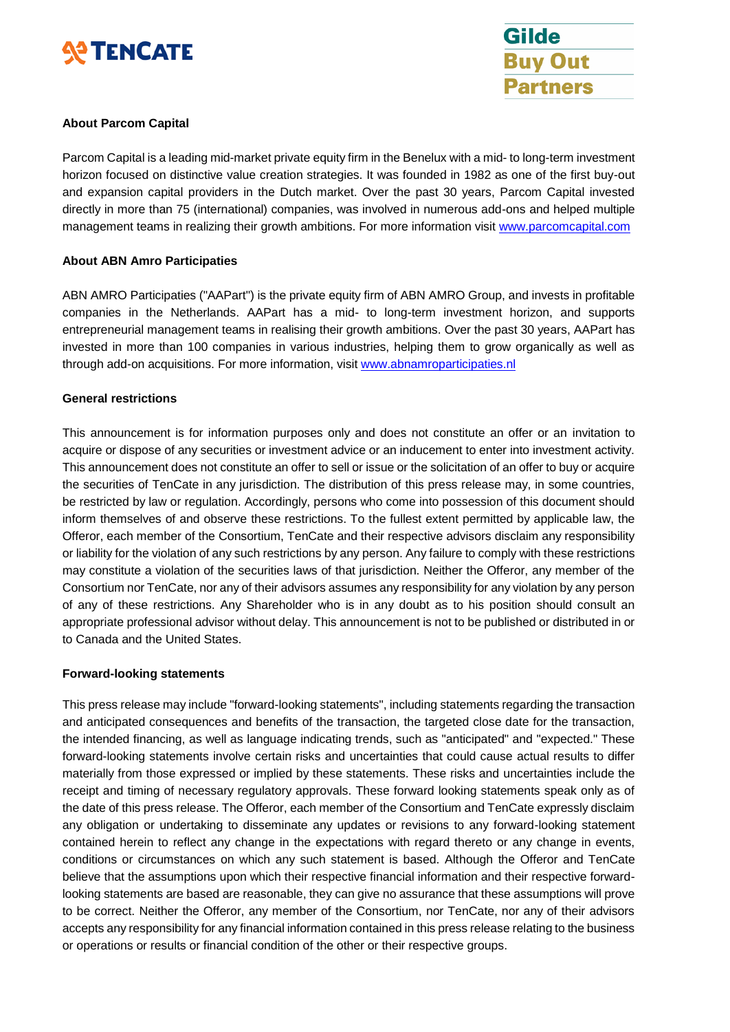## About Parcom Capital

Parcom Capital is a leading mid-market private equity firm in the Benelux with a mid- to long-term investment horizon focused on distinctive value creation strategies. It was founded in 1982 as one of the first buy-out and expansion capital providers in the Dutch market. Over the past 30 years, Parcom Capital invested directly in more than 75 (international) companies, was involved in numerous add-ons and helped multiple management teams in realizing their growth ambitions. For more information visit [www.parcomcapital.com](http://www.parcomcapital.com)

## About ABN Amro Participaties

ABN AMRO Participaties ("AAPart") is the private equity firm of ABN AMRO Group, and invests in profitable companies in the Netherlands. AAPart has a mid- to long-term investment horizon, and supports entrepreneurial management teams in realising their growth ambitions. Over the past 30 years, AAPart has invested in more than 100 companies in various industries, helping them to grow organically as well as through add-on acquisitions. For more information, visit [www.abnamroparticipaties.nl](http://www.abnamroparticipaties.nl)

## General restrictions

This announcement is for information purposes only and does not constitute an offer or an invitation to acquire or dispose of any securities or investment advice or an inducement to enter into investment activity. This announcement does not constitute an offer to sell or issue or the solicitation of an offer to buy or acquire the securities of TenCate in any jurisdiction. The distribution of this press release may, in some countries, be restricted by law or regulation. Accordingly, persons who come into possession of this document should inform themselves of and observe these restrictions. To the fullest extent permitted by applicable law, the Offeror, each member of the Consortium, TenCate and their respective advisors disclaim any responsibility or liability for the violation of any such restrictions by any person. Any failure to comply with these restrictions may constitute a violation of the securities laws of that jurisdiction. Neither the Offeror, any member of the Consortium nor TenCate, nor any of their advisors assumes any responsibility for any violation by any person of any of these restrictions. Any Shareholder who is in any doubt as to his position should consult an appropriate professional advisor without delay. This announcement is not to be published or distributed in or to Canada and the United States.

## Forward-looking statements

This press release may include "forward-looking statements", including statements regarding the transaction and anticipated consequences and benefits of the transaction, the targeted close date for the transaction, the intended financing, as well as language indicating trends, such as "anticipated" and "expected." These forward-looking statements involve certain risks and uncertainties that could cause actual results to differ materially from those expressed or implied by these statements. These risks and uncertainties include the receipt and timing of necessary regulatory approvals. These forward looking statements speak only as of the date of this press release. The Offeror, each member of the Consortium and TenCate expressly disclaim any obligation or undertaking to disseminate any updates or revisions to any forward-looking statement contained herein to reflect any change in the expectations with regard thereto or any change in events, conditions or circumstances on which any such statement is based. Although the Offeror and TenCate believe that the assumptions upon which their respective financial information and their respective forward-looking statements are based are reasonable, they can give no assurance that these assumptions will prove to be correct. Neither the Offeror, any member of the Consortium, nor TenCate, nor any of their advisors accepts any responsibility for any financial information contained in this press release relating to the business or operations or results or financial condition of the other or their respective groups.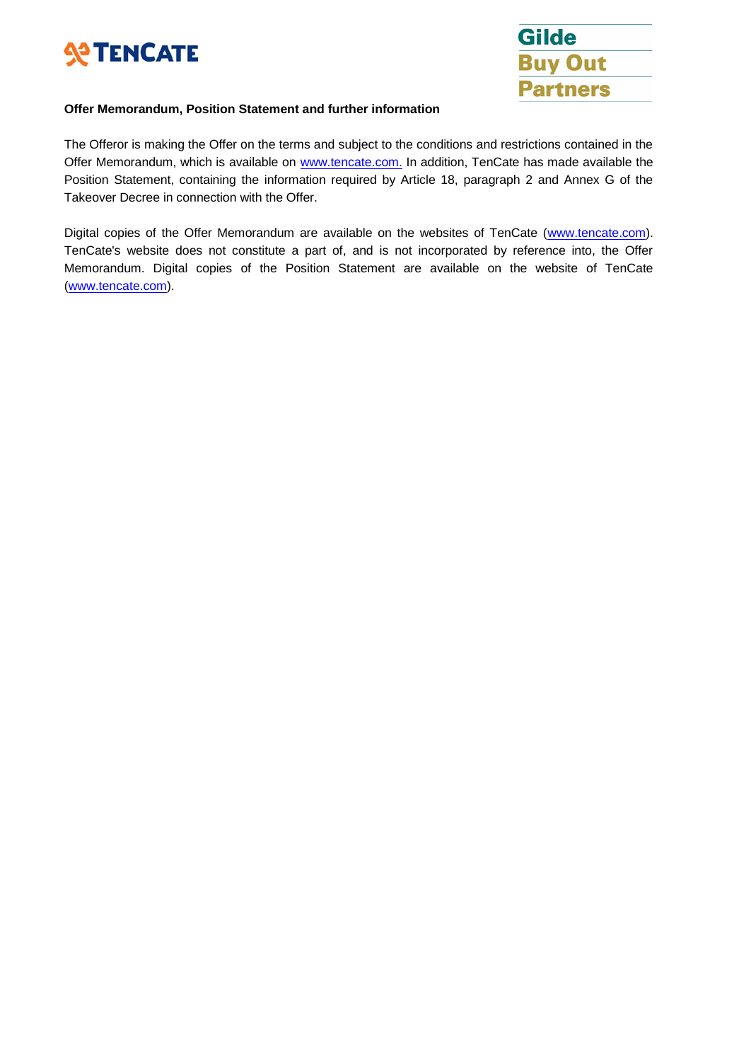**Offer Memorandum, Position Statement and further information**

The Offeror is making the Offer on the terms and subject to the conditions and restrictions contained in the Offer Memorandum, which is available on www.tencate.com. In addition, TenCate has made available the Position Statement, containing the information required by Article 18, paragraph 2 and Annex G of the Takeover Decree in connection with the Offer.

Digital copies of the Offer Memorandum are available on the websites of TenCate (www.tencate.com). TenCate's website does not constitute a part of, and is not incorporated by reference into, the Offer Memorandum. Digital copies of the Position Statement are available on the website of TenCate (www.tencate.com).